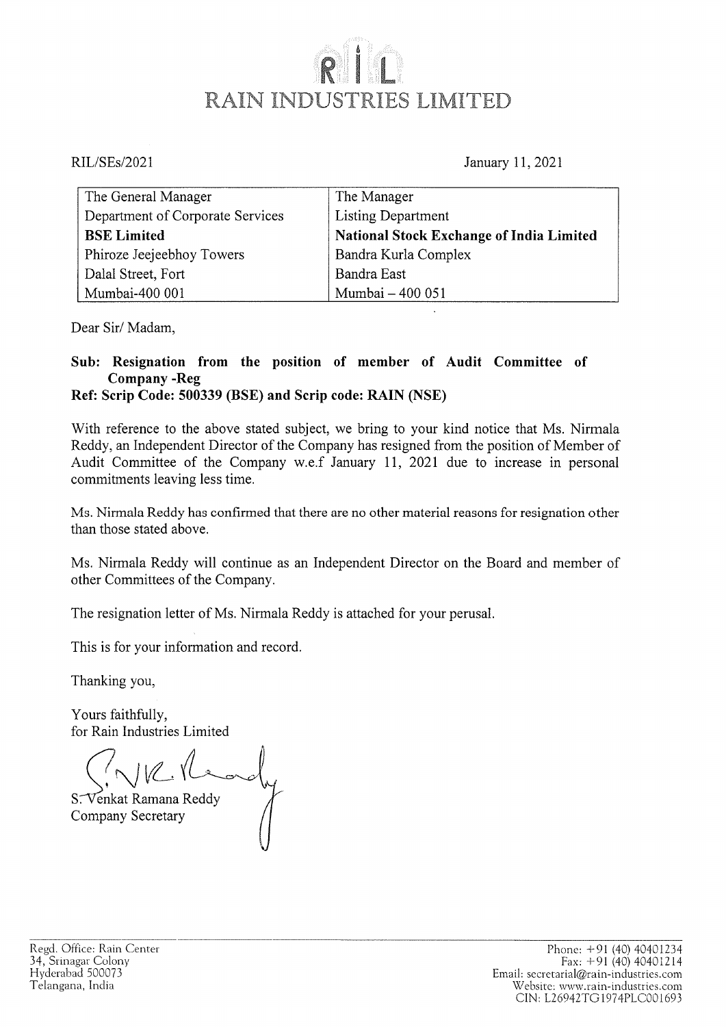# RAIN INDUSTRIES LIMITED

RIL/SEs/2021

January 11, 2021

| The General Manager | The Manager |
|---|---|
| Department of Corporate Services | Listing Department |
| **BSE Limited** | **National Stock Exchange of India Limited** |
| Phiroze Jeejeebhoy Towers | Bandra Kurla Complex |
| Dalal Street, Fort | Bandra East |
| Mumbai-400 001 | Mumbai – 400 051 |

Dear Sir/ Madam,

**Sub: Resignation from the position of member of Audit Committee of Company -Reg**
**Ref: Scrip Code: 500339 (BSE) and Scrip code: RAIN (NSE)**

With reference to the above stated subject, we bring to your kind notice that Ms. Nirmala Reddy, an Independent Director of the Company has resigned from the position of Member of Audit Committee of the Company w.e.f January 11, 2021 due to increase in personal commitments leaving less time.

Ms. Nirmala Reddy has confirmed that there are no other material reasons for resignation other than those stated above.

Ms. Nirmala Reddy will continue as an Independent Director on the Board and member of other Committees of the Company.

The resignation letter of Ms. Nirmala Reddy is attached for your perusal.

This is for your information and record.

Thanking you,

Yours faithfully,
for Rain Industries Limited

S. Venkat Ramana Reddy
Company Secretary

Regd. Office: Rain Center
34, Srinagar Colony
Hyderabad 500073
Telangana, India

Phone: +91 (40) 40401234
Fax: +91 (40) 40401214
Email: secretarial@rain-industries.com
Website: www.rain-industries.com
CIN: L26942TG1974PLC001693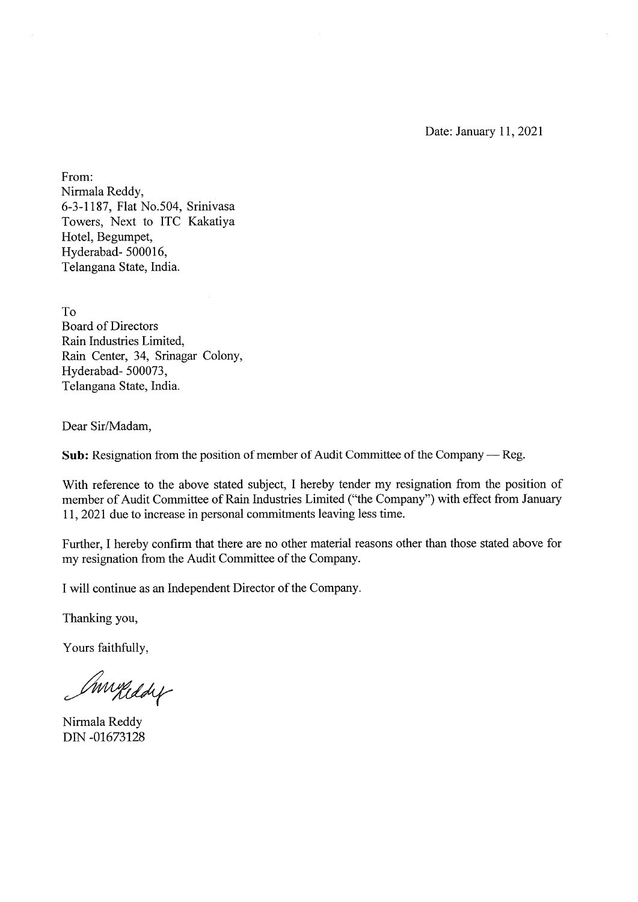Date: January 11, 2021

From:
Nirmala Reddy,
6-3-1187, Flat No.504, Srinivasa Towers, Next to ITC Kakatiya Hotel, Begumpet,
Hyderabad- 500016,
Telangana State, India.

To
Board of Directors
Rain Industries Limited,
Rain Center, 34, Srinagar Colony,
Hyderabad- 500073,
Telangana State, India.

Dear Sir/Madam,

**Sub:** Resignation from the position of member of Audit Committee of the Company — Reg.

With reference to the above stated subject, I hereby tender my resignation from the position of member of Audit Committee of Rain Industries Limited ("the Company") with effect from January 11, 2021 due to increase in personal commitments leaving less time.

Further, I hereby confirm that there are no other material reasons other than those stated above for my resignation from the Audit Committee of the Company.

I will continue as an Independent Director of the Company.

Thanking you,

Yours faithfully,

Nirmala Reddy
DIN -01673128